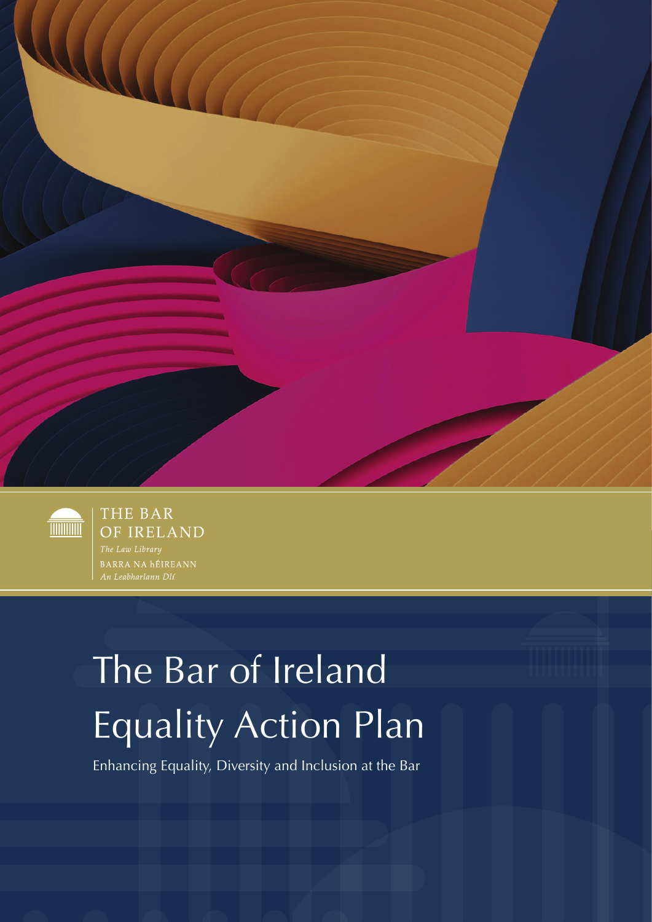THE BAR OF IRELAND

*The Law Library*

BARRA NA hÉIREANN

*An Leabharlann Dlí*

# The Bar of Ireland Equality Action Plan

Enhancing Equality, Diversity and Inclusion at the Bar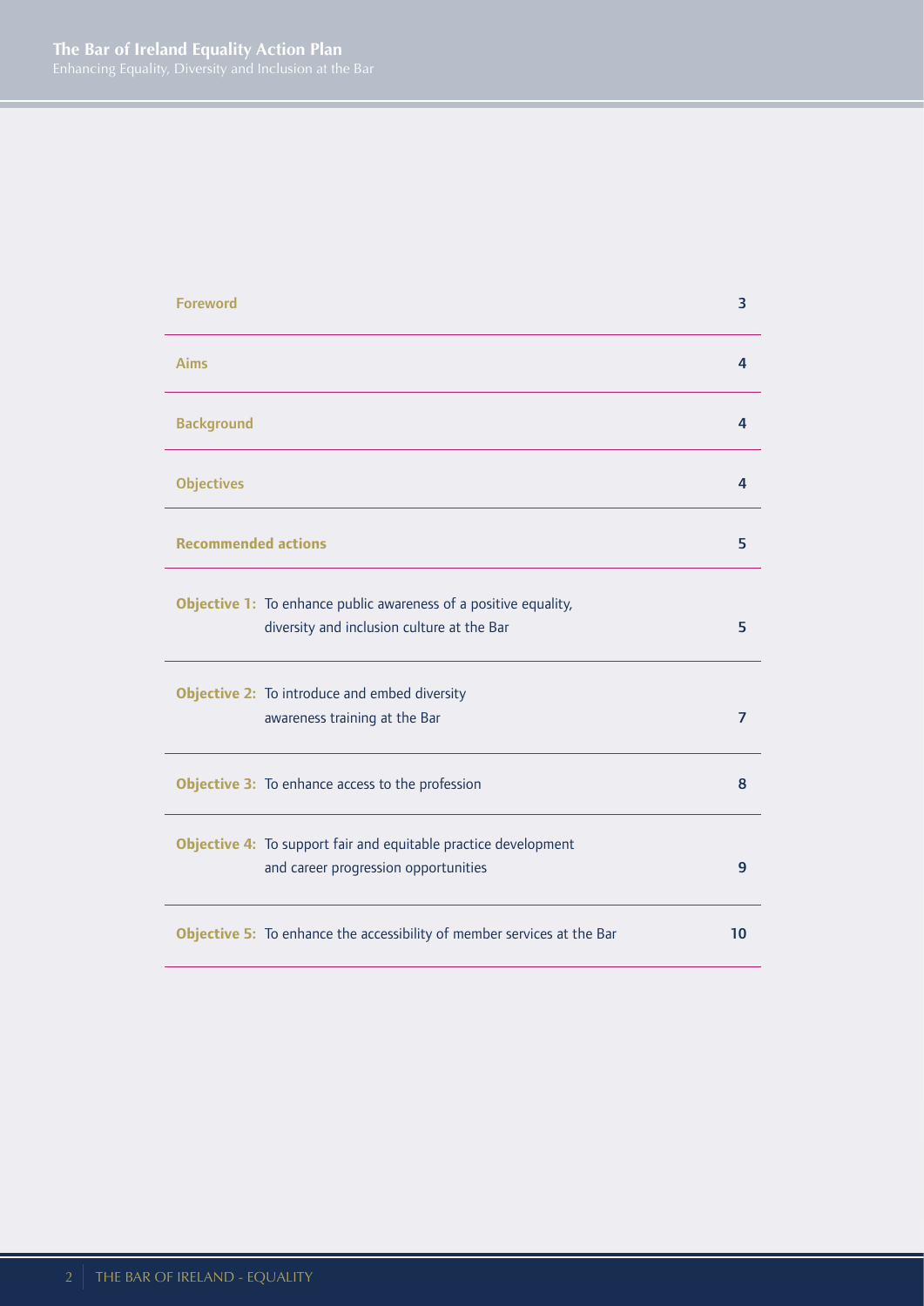| | |
|---|---|
| **Foreword** | 3 |
| **Aims** | 4 |
| **Background** | 4 |
| **Objectives** | 4 |
| **Recommended actions** | 5 |
| **Objective 1:** To enhance public awareness of a positive equality, diversity and inclusion culture at the Bar | 5 |
| **Objective 2:** To introduce and embed diversity awareness training at the Bar | 7 |
| **Objective 3:** To enhance access to the profession | 8 |
| **Objective 4:** To support fair and equitable practice development and career progression opportunities | 9 |
| **Objective 5:** To enhance the accessibility of member services at the Bar | 10 |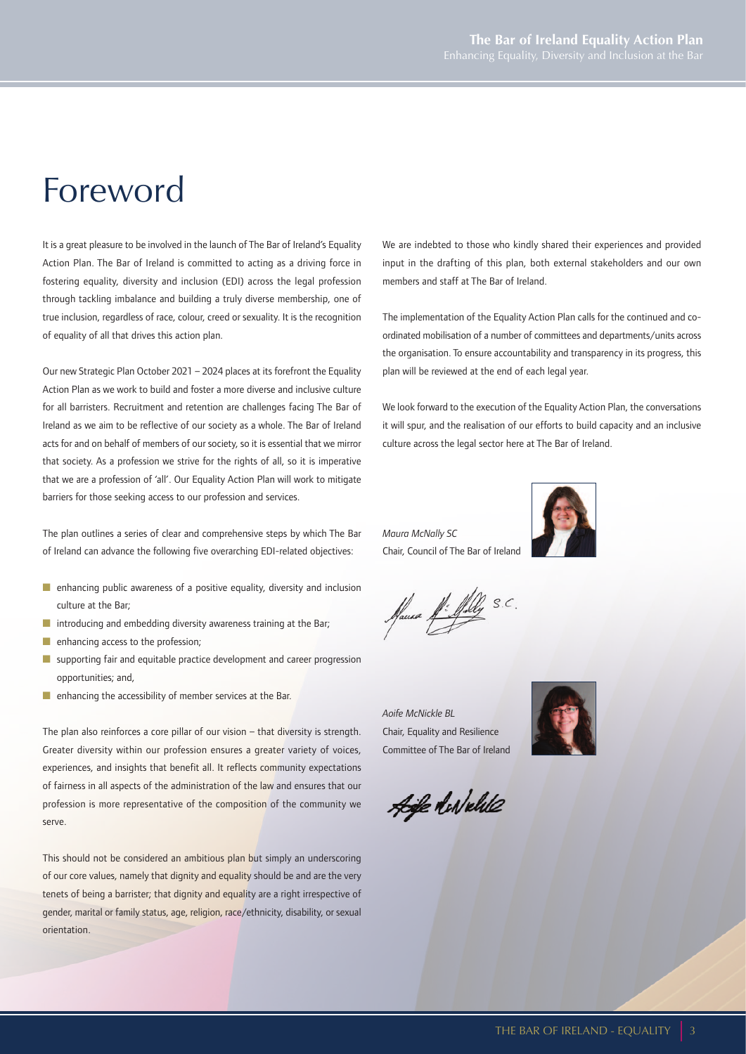# Foreword

It is a great pleasure to be involved in the launch of The Bar of Ireland's Equality Action Plan. The Bar of Ireland is committed to acting as a driving force in fostering equality, diversity and inclusion (EDI) across the legal profession through tackling imbalance and building a truly diverse membership, one of true inclusion, regardless of race, colour, creed or sexuality. It is the recognition of equality of all that drives this action plan.

Our new Strategic Plan October 2021 – 2024 places at its forefront the Equality Action Plan as we work to build and foster a more diverse and inclusive culture for all barristers. Recruitment and retention are challenges facing The Bar of Ireland as we aim to be reflective of our society as a whole. The Bar of Ireland acts for and on behalf of members of our society, so it is essential that we mirror that society. As a profession we strive for the rights of all, so it is imperative that we are a profession of 'all'. Our Equality Action Plan will work to mitigate barriers for those seeking access to our profession and services.

The plan outlines a series of clear and comprehensive steps by which The Bar of Ireland can advance the following five overarching EDI-related objectives:

- enhancing public awareness of a positive equality, diversity and inclusion culture at the Bar;
- introducing and embedding diversity awareness training at the Bar;
- enhancing access to the profession;
- supporting fair and equitable practice development and career progression opportunities; and,
- enhancing the accessibility of member services at the Bar.

The plan also reinforces a core pillar of our vision – that diversity is strength. Greater diversity within our profession ensures a greater variety of voices, experiences, and insights that benefit all. It reflects community expectations of fairness in all aspects of the administration of the law and ensures that our profession is more representative of the composition of the community we serve.

This should not be considered an ambitious plan but simply an underscoring of our core values, namely that dignity and equality should be and are the very tenets of being a barrister; that dignity and equality are a right irrespective of gender, marital or family status, age, religion, race/ethnicity, disability, or sexual orientation.

We are indebted to those who kindly shared their experiences and provided input in the drafting of this plan, both external stakeholders and our own members and staff at The Bar of Ireland.

The implementation of the Equality Action Plan calls for the continued and co-ordinated mobilisation of a number of committees and departments/units across the organisation. To ensure accountability and transparency in its progress, this plan will be reviewed at the end of each legal year.

We look forward to the execution of the Equality Action Plan, the conversations it will spur, and the realisation of our efforts to build capacity and an inclusive culture across the legal sector here at The Bar of Ireland.

*Maura McNally SC*
Chair, Council of The Bar of Ireland

*Aoife McNickle BL*
Chair, Equality and Resilience Committee of The Bar of Ireland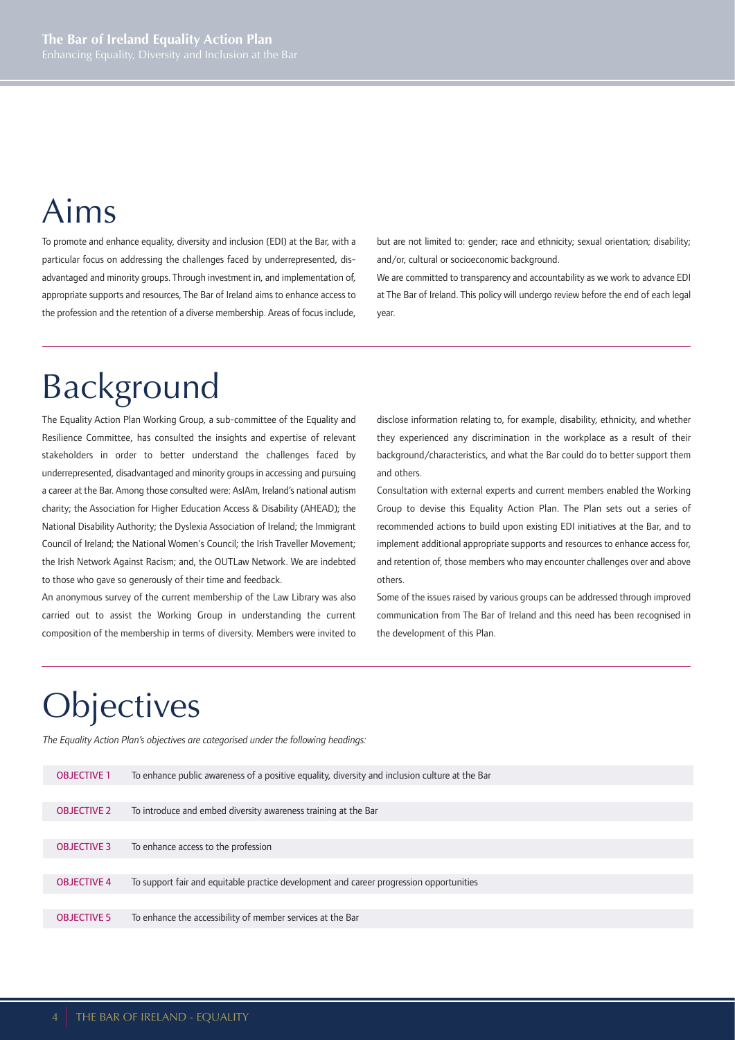# Aims

To promote and enhance equality, diversity and inclusion (EDI) at the Bar, with a particular focus on addressing the challenges faced by underrepresented, disadvantaged and minority groups. Through investment in, and implementation of, appropriate supports and resources, The Bar of Ireland aims to enhance access to the profession and the retention of a diverse membership. Areas of focus include, but are not limited to: gender; race and ethnicity; sexual orientation; disability; and/or, cultural or socioeconomic background.

We are committed to transparency and accountability as we work to advance EDI at The Bar of Ireland. This policy will undergo review before the end of each legal year.

# Background

The Equality Action Plan Working Group, a sub-committee of the Equality and Resilience Committee, has consulted the insights and expertise of relevant stakeholders in order to better understand the challenges faced by underrepresented, disadvantaged and minority groups in accessing and pursuing a career at the Bar. Among those consulted were: AsIAm, Ireland's national autism charity; the Association for Higher Education Access & Disability (AHEAD); the National Disability Authority; the Dyslexia Association of Ireland; the Immigrant Council of Ireland; the National Women's Council; the Irish Traveller Movement; the Irish Network Against Racism; and, the OUTLaw Network. We are indebted to those who gave so generously of their time and feedback.

An anonymous survey of the current membership of the Law Library was also carried out to assist the Working Group in understanding the current composition of the membership in terms of diversity. Members were invited to disclose information relating to, for example, disability, ethnicity, and whether they experienced any discrimination in the workplace as a result of their background/characteristics, and what the Bar could do to better support them and others.

Consultation with external experts and current members enabled the Working Group to devise this Equality Action Plan. The Plan sets out a series of recommended actions to build upon existing EDI initiatives at the Bar, and to implement additional appropriate supports and resources to enhance access for, and retention of, those members who may encounter challenges over and above others.

Some of the issues raised by various groups can be addressed through improved communication from The Bar of Ireland and this need has been recognised in the development of this Plan.

# Objectives

*The Equality Action Plan's objectives are categorised under the following headings:*

| | |
|---|---|
| OBJECTIVE 1 | To enhance public awareness of a positive equality, diversity and inclusion culture at the Bar |
| OBJECTIVE 2 | To introduce and embed diversity awareness training at the Bar |
| OBJECTIVE 3 | To enhance access to the profession |
| OBJECTIVE 4 | To support fair and equitable practice development and career progression opportunities |
| OBJECTIVE 5 | To enhance the accessibility of member services at the Bar |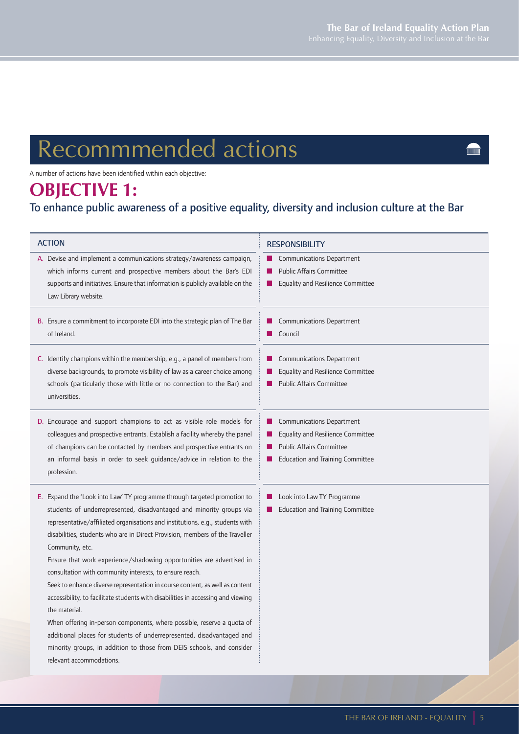# Recommmended actions

A number of actions have been identified within each objective:

## OBJECTIVE 1:

### To enhance public awareness of a positive equality, diversity and inclusion culture at the Bar

| ACTION | RESPONSIBILITY |
|---|---|
| A. Devise and implement a communications strategy/awareness campaign, which informs current and prospective members about the Bar's EDI supports and initiatives. Ensure that information is publicly available on the Law Library website. | Communications Department<br>Public Affairs Committee<br>Equality and Resilience Committee |
| B. Ensure a commitment to incorporate EDI into the strategic plan of The Bar of Ireland. | Communications Department<br>Council |
| C. Identify champions within the membership, e.g., a panel of members from diverse backgrounds, to promote visibility of law as a career choice among schools (particularly those with little or no connection to the Bar) and universities. | Communications Department<br>Equality and Resilience Committee<br>Public Affairs Committee |
| D. Encourage and support champions to act as visible role models for colleagues and prospective entrants. Establish a facility whereby the panel of champions can be contacted by members and prospective entrants on an informal basis in order to seek guidance/advice in relation to the profession. | Communications Department<br>Equality and Resilience Committee<br>Public Affairs Committee<br>Education and Training Committee |
| E. Expand the 'Look into Law' TY programme through targeted promotion to students of underrepresented, disadvantaged and minority groups via representative/affiliated organisations and institutions, e.g., students with disabilities, students who are in Direct Provision, members of the Traveller Community, etc.<br>Ensure that work experience/shadowing opportunities are advertised in consultation with community interests, to ensure reach.<br>Seek to enhance diverse representation in course content, as well as content accessibility, to facilitate students with disabilities in accessing and viewing the material.<br>When offering in-person components, where possible, reserve a quota of additional places for students of underrepresented, disadvantaged and minority groups, in addition to those from DEIS schools, and consider relevant accommodations. | Look into Law TY Programme<br>Education and Training Committee |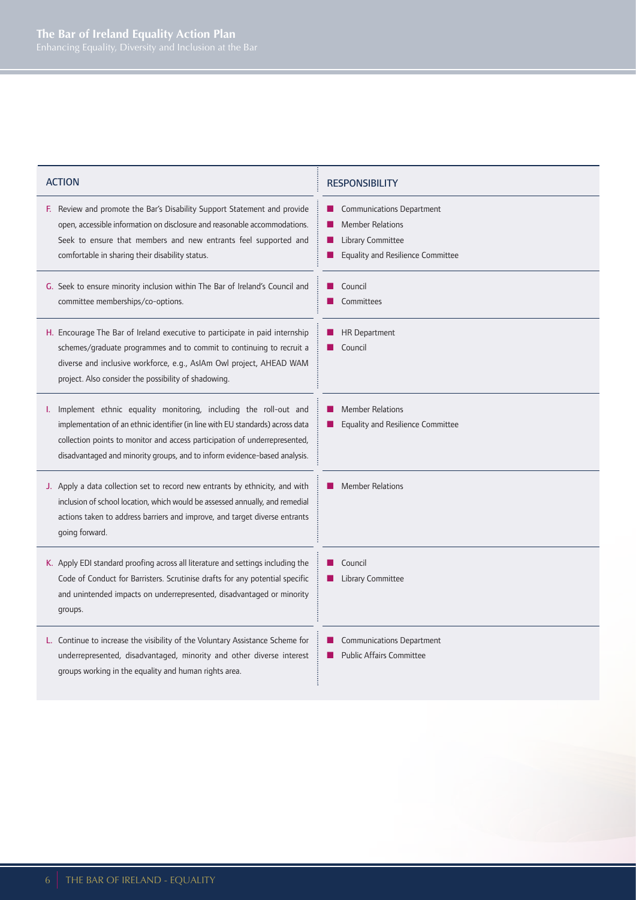| ACTION | RESPONSIBILITY |
|---|---|
| F. Review and promote the Bar's Disability Support Statement and provide open, accessible information on disclosure and reasonable accommodations. Seek to ensure that members and new entrants feel supported and comfortable in sharing their disability status. | Communications Department<br>Member Relations<br>Library Committee<br>Equality and Resilience Committee |
| G. Seek to ensure minority inclusion within The Bar of Ireland's Council and committee memberships/co-options. | Council<br>Committees |
| H. Encourage The Bar of Ireland executive to participate in paid internship schemes/graduate programmes and to commit to continuing to recruit a diverse and inclusive workforce, e.g., AsIAm Owl project, AHEAD WAM project. Also consider the possibility of shadowing. | HR Department<br>Council |
| I. Implement ethnic equality monitoring, including the roll-out and implementation of an ethnic identifier (in line with EU standards) across data collection points to monitor and access participation of underrepresented, disadvantaged and minority groups, and to inform evidence-based analysis. | Member Relations<br>Equality and Resilience Committee |
| J. Apply a data collection set to record new entrants by ethnicity, and with inclusion of school location, which would be assessed annually, and remedial actions taken to address barriers and improve, and target diverse entrants going forward. | Member Relations |
| K. Apply EDI standard proofing across all literature and settings including the Code of Conduct for Barristers. Scrutinise drafts for any potential specific and unintended impacts on underrepresented, disadvantaged or minority groups. | Council<br>Library Committee |
| L. Continue to increase the visibility of the Voluntary Assistance Scheme for underrepresented, disadvantaged, minority and other diverse interest groups working in the equality and human rights area. | Communications Department<br>Public Affairs Committee |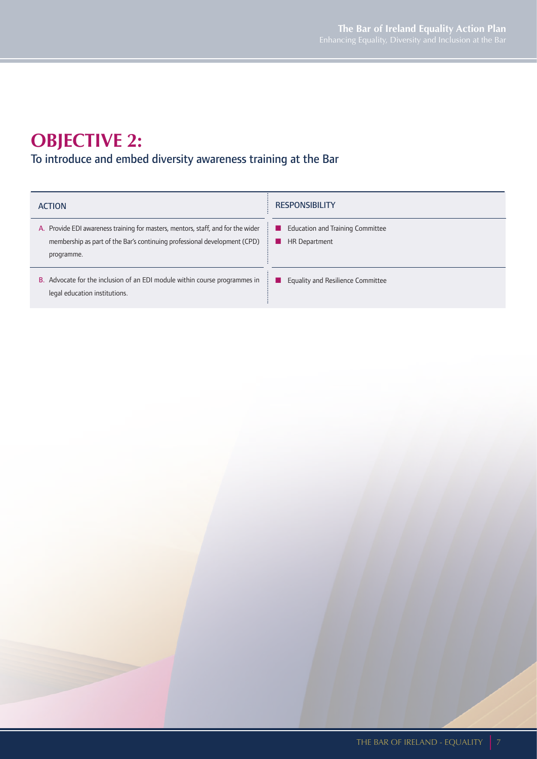# OBJECTIVE 2:

## To introduce and embed diversity awareness training at the Bar

| ACTION | RESPONSIBILITY |
|---|---|
| A. Provide EDI awareness training for masters, mentors, staff, and for the wider membership as part of the Bar's continuing professional development (CPD) programme. | ■ Education and Training Committee<br>■ HR Department |
| B. Advocate for the inclusion of an EDI module within course programmes in legal education institutions. | ■ Equality and Resilience Committee |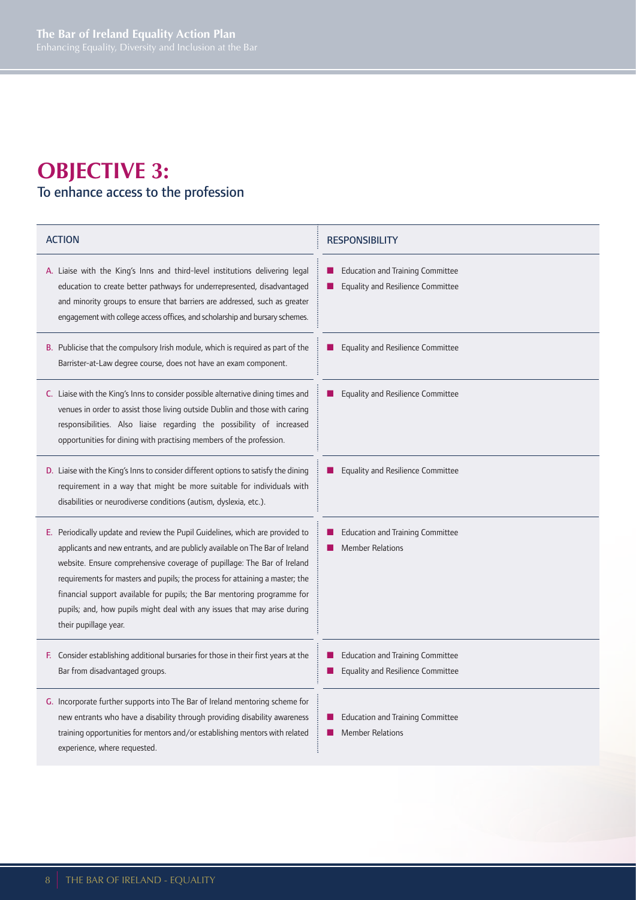# OBJECTIVE 3:

## To enhance access to the profession

| ACTION | RESPONSIBILITY |
| --- | --- |
| A. Liaise with the King's Inns and third-level institutions delivering legal education to create better pathways for underrepresented, disadvantaged and minority groups to ensure that barriers are addressed, such as greater engagement with college access offices, and scholarship and bursary schemes. | Education and Training Committee<br>Equality and Resilience Committee |
| B. Publicise that the compulsory Irish module, which is required as part of the Barrister-at-Law degree course, does not have an exam component. | Equality and Resilience Committee |
| C. Liaise with the King's Inns to consider possible alternative dining times and venues in order to assist those living outside Dublin and those with caring responsibilities. Also liaise regarding the possibility of increased opportunities for dining with practising members of the profession. | Equality and Resilience Committee |
| D. Liaise with the King's Inns to consider different options to satisfy the dining requirement in a way that might be more suitable for individuals with disabilities or neurodiverse conditions (autism, dyslexia, etc.). | Equality and Resilience Committee |
| E. Periodically update and review the Pupil Guidelines, which are provided to applicants and new entrants, and are publicly available on The Bar of Ireland website. Ensure comprehensive coverage of pupillage: The Bar of Ireland requirements for masters and pupils; the process for attaining a master; the financial support available for pupils; the Bar mentoring programme for pupils; and, how pupils might deal with any issues that may arise during their pupillage year. | Education and Training Committee<br>Member Relations |
| F. Consider establishing additional bursaries for those in their first years at the Bar from disadvantaged groups. | Education and Training Committee<br>Equality and Resilience Committee |
| G. Incorporate further supports into The Bar of Ireland mentoring scheme for new entrants who have a disability through providing disability awareness training opportunities for mentors and/or establishing mentors with related experience, where requested. | Education and Training Committee<br>Member Relations |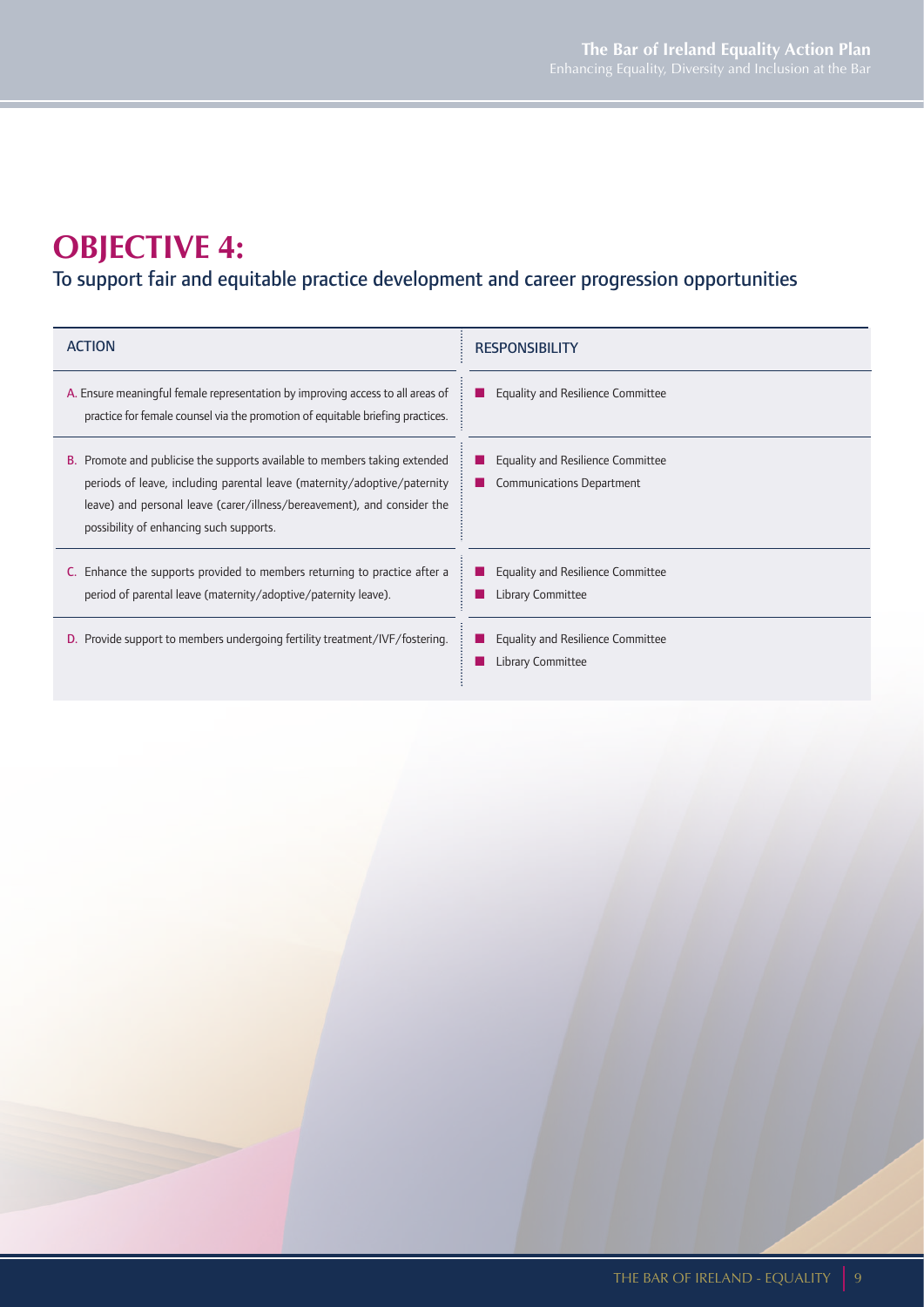# OBJECTIVE 4:

## To support fair and equitable practice development and career progression opportunities

| ACTION | RESPONSIBILITY |
|---|---|
| A. Ensure meaningful female representation by improving access to all areas of practice for female counsel via the promotion of equitable briefing practices. | Equality and Resilience Committee |
| B. Promote and publicise the supports available to members taking extended periods of leave, including parental leave (maternity/adoptive/paternity leave) and personal leave (carer/illness/bereavement), and consider the possibility of enhancing such supports. | Equality and Resilience Committee<br>Communications Department |
| C. Enhance the supports provided to members returning to practice after a period of parental leave (maternity/adoptive/paternity leave). | Equality and Resilience Committee<br>Library Committee |
| D. Provide support to members undergoing fertility treatment/IVF/fostering. | Equality and Resilience Committee<br>Library Committee |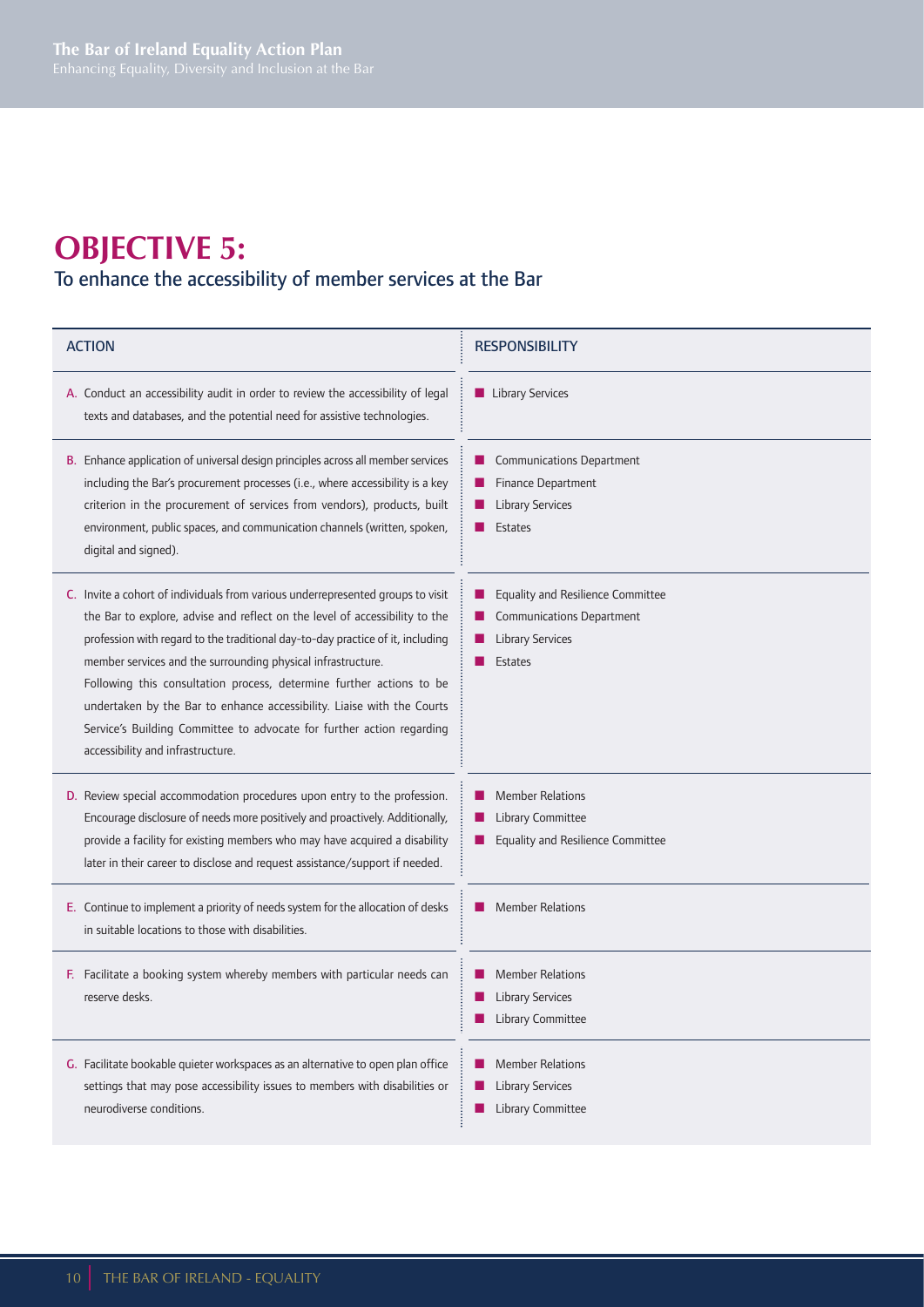# OBJECTIVE 5:

## To enhance the accessibility of member services at the Bar

| ACTION | RESPONSIBILITY |
|---|---|
| A. Conduct an accessibility audit in order to review the accessibility of legal texts and databases, and the potential need for assistive technologies. | Library Services |
| B. Enhance application of universal design principles across all member services including the Bar's procurement processes (i.e., where accessibility is a key criterion in the procurement of services from vendors), products, built environment, public spaces, and communication channels (written, spoken, digital and signed). | Communications Department<br>Finance Department<br>Library Services<br>Estates |
| C. Invite a cohort of individuals from various underrepresented groups to visit the Bar to explore, advise and reflect on the level of accessibility to the profession with regard to the traditional day-to-day practice of it, including member services and the surrounding physical infrastructure.<br>Following this consultation process, determine further actions to be undertaken by the Bar to enhance accessibility. Liaise with the Courts Service's Building Committee to advocate for further action regarding accessibility and infrastructure. | Equality and Resilience Committee<br>Communications Department<br>Library Services<br>Estates |
| D. Review special accommodation procedures upon entry to the profession. Encourage disclosure of needs more positively and proactively. Additionally, provide a facility for existing members who may have acquired a disability later in their career to disclose and request assistance/support if needed. | Member Relations<br>Library Committee<br>Equality and Resilience Committee |
| E. Continue to implement a priority of needs system for the allocation of desks in suitable locations to those with disabilities. | Member Relations |
| F. Facilitate a booking system whereby members with particular needs can reserve desks. | Member Relations<br>Library Services<br>Library Committee |
| G. Facilitate bookable quieter workspaces as an alternative to open plan office settings that may pose accessibility issues to members with disabilities or neurodiverse conditions. | Member Relations<br>Library Services<br>Library Committee |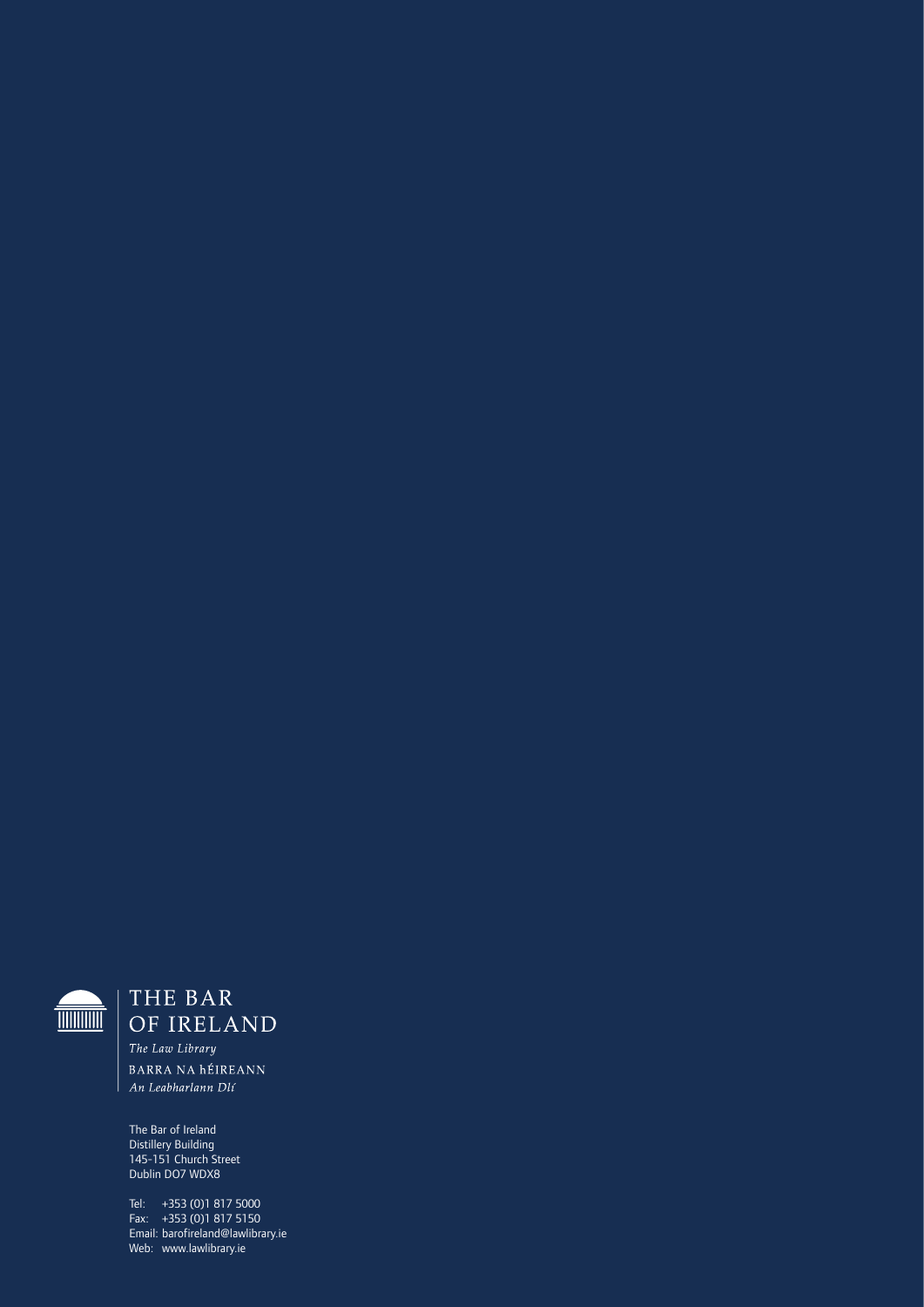THE BAR OF IRELAND

*The Law Library*

BARRA NA hÉIREANN

*An Leabharlann Dlí*

The Bar of Ireland
Distillery Building
145-151 Church Street
Dublin DO7 WDX8

Tel: +353 (0)1 817 5000
Fax: +353 (0)1 817 5150
Email: barofireland@lawlibrary.ie
Web: www.lawlibrary.ie